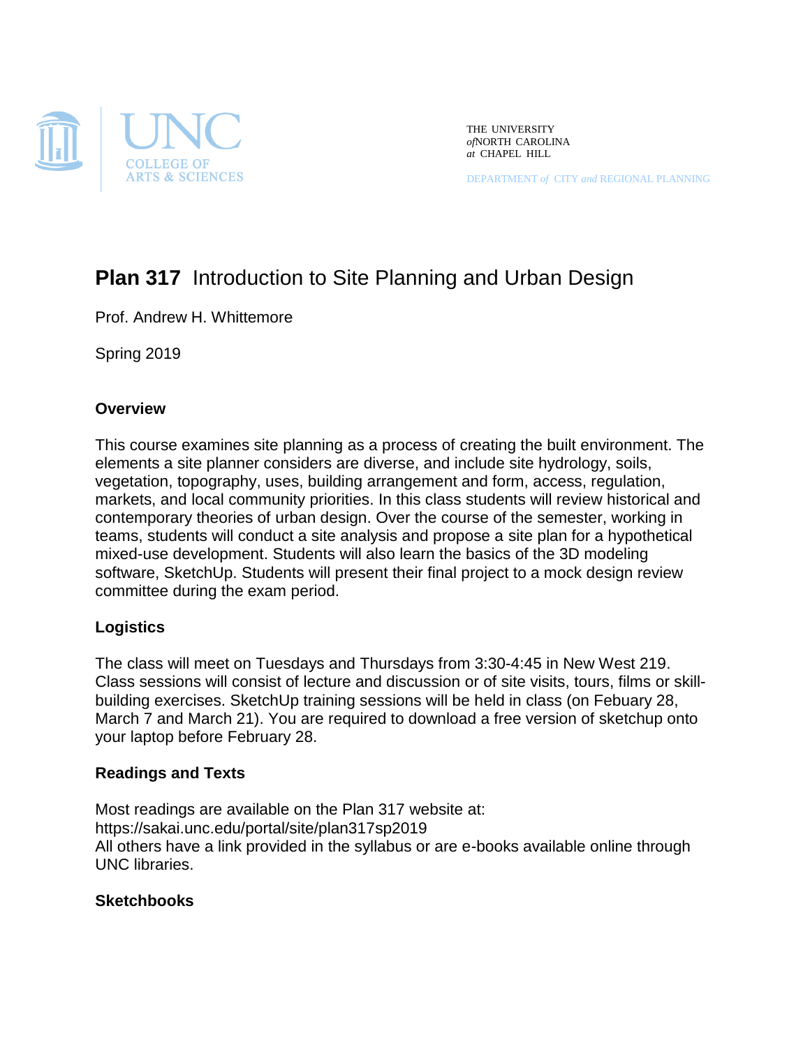THE UNIVERSITY
*of* NORTH CAROLINA
*at* CHAPEL HILL

DEPARTMENT *of* CITY *and* REGIONAL PLANNING

# **Plan 317** Introduction to Site Planning and Urban Design

Prof. Andrew H. Whittemore

Spring 2019

## Overview

This course examines site planning as a process of creating the built environment. The elements a site planner considers are diverse, and include site hydrology, soils, vegetation, topography, uses, building arrangement and form, access, regulation, markets, and local community priorities. In this class students will review historical and contemporary theories of urban design. Over the course of the semester, working in teams, students will conduct a site analysis and propose a site plan for a hypothetical mixed-use development. Students will also learn the basics of the 3D modeling software, SketchUp. Students will present their final project to a mock design review committee during the exam period.

## Logistics

The class will meet on Tuesdays and Thursdays from 3:30-4:45 in New West 219. Class sessions will consist of lecture and discussion or of site visits, tours, films or skill-building exercises. SketchUp training sessions will be held in class (on Febuary 28, March 7 and March 21). You are required to download a free version of sketchup onto your laptop before February 28.

## Readings and Texts

Most readings are available on the Plan 317 website at:
https://sakai.unc.edu/portal/site/plan317sp2019
All others have a link provided in the syllabus or are e-books available online through UNC libraries.

## Sketchbooks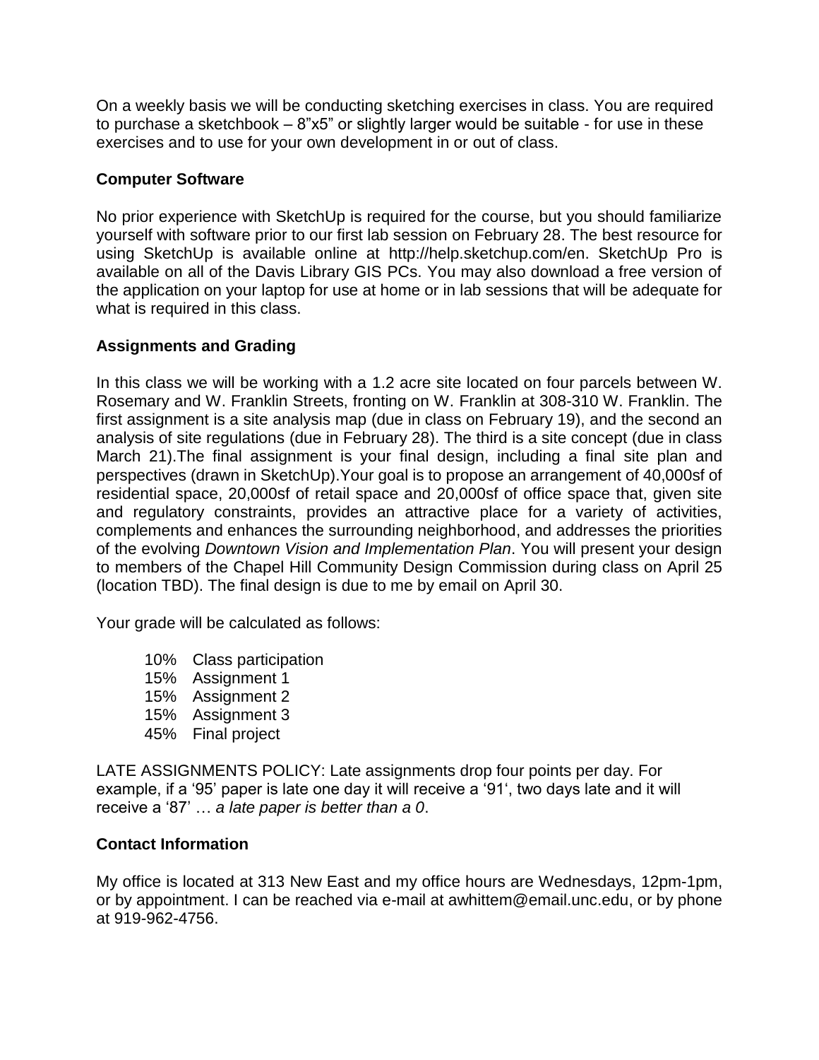On a weekly basis we will be conducting sketching exercises in class. You are required to purchase a sketchbook – 8"x5" or slightly larger would be suitable - for use in these exercises and to use for your own development in or out of class.

### Computer Software

No prior experience with SketchUp is required for the course, but you should familiarize yourself with software prior to our first lab session on February 28. The best resource for using SketchUp is available online at http://help.sketchup.com/en. SketchUp Pro is available on all of the Davis Library GIS PCs. You may also download a free version of the application on your laptop for use at home or in lab sessions that will be adequate for what is required in this class.

### Assignments and Grading

In this class we will be working with a 1.2 acre site located on four parcels between W. Rosemary and W. Franklin Streets, fronting on W. Franklin at 308-310 W. Franklin. The first assignment is a site analysis map (due in class on February 19), and the second an analysis of site regulations (due in February 28). The third is a site concept (due in class March 21).The final assignment is your final design, including a final site plan and perspectives (drawn in SketchUp).Your goal is to propose an arrangement of 40,000sf of residential space, 20,000sf of retail space and 20,000sf of office space that, given site and regulatory constraints, provides an attractive place for a variety of activities, complements and enhances the surrounding neighborhood, and addresses the priorities of the evolving *Downtown Vision and Implementation Plan*. You will present your design to members of the Chapel Hill Community Design Commission during class on April 25 (location TBD). The final design is due to me by email on April 30.

Your grade will be calculated as follows:

- 10% Class participation
- 15% Assignment 1
- 15% Assignment 2
- 15% Assignment 3
- 45% Final project

LATE ASSIGNMENTS POLICY: Late assignments drop four points per day. For example, if a '95' paper is late one day it will receive a '91', two days late and it will receive a '87' … *a late paper is better than a 0*.

### Contact Information

My office is located at 313 New East and my office hours are Wednesdays, 12pm-1pm, or by appointment. I can be reached via e-mail at awhittem@email.unc.edu, or by phone at 919-962-4756.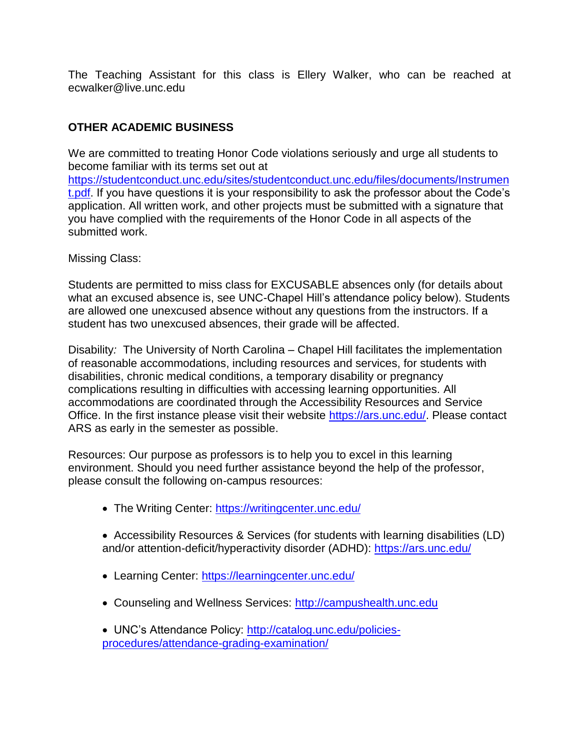The Teaching Assistant for this class is Ellery Walker, who can be reached at ecwalker@live.unc.edu

## OTHER ACADEMIC BUSINESS

We are committed to treating Honor Code violations seriously and urge all students to become familiar with its terms set out at https://studentconduct.unc.edu/sites/studentconduct.unc.edu/files/documents/Instrument.pdf. If you have questions it is your responsibility to ask the professor about the Code's application. All written work, and other projects must be submitted with a signature that you have complied with the requirements of the Honor Code in all aspects of the submitted work.

Missing Class:

Students are permitted to miss class for EXCUSABLE absences only (for details about what an excused absence is, see UNC-Chapel Hill's attendance policy below). Students are allowed one unexcused absence without any questions from the instructors. If a student has two unexcused absences, their grade will be affected.

Disability*:* The University of North Carolina – Chapel Hill facilitates the implementation of reasonable accommodations, including resources and services, for students with disabilities, chronic medical conditions, a temporary disability or pregnancy complications resulting in difficulties with accessing learning opportunities. All accommodations are coordinated through the Accessibility Resources and Service Office. In the first instance please visit their website https://ars.unc.edu/. Please contact ARS as early in the semester as possible.

Resources: Our purpose as professors is to help you to excel in this learning environment. Should you need further assistance beyond the help of the professor, please consult the following on-campus resources:

- The Writing Center: https://writingcenter.unc.edu/
- Accessibility Resources & Services (for students with learning disabilities (LD) and/or attention-deficit/hyperactivity disorder (ADHD): https://ars.unc.edu/
- Learning Center: https://learningcenter.unc.edu/
- Counseling and Wellness Services: http://campushealth.unc.edu
- UNC's Attendance Policy: http://catalog.unc.edu/policies-procedures/attendance-grading-examination/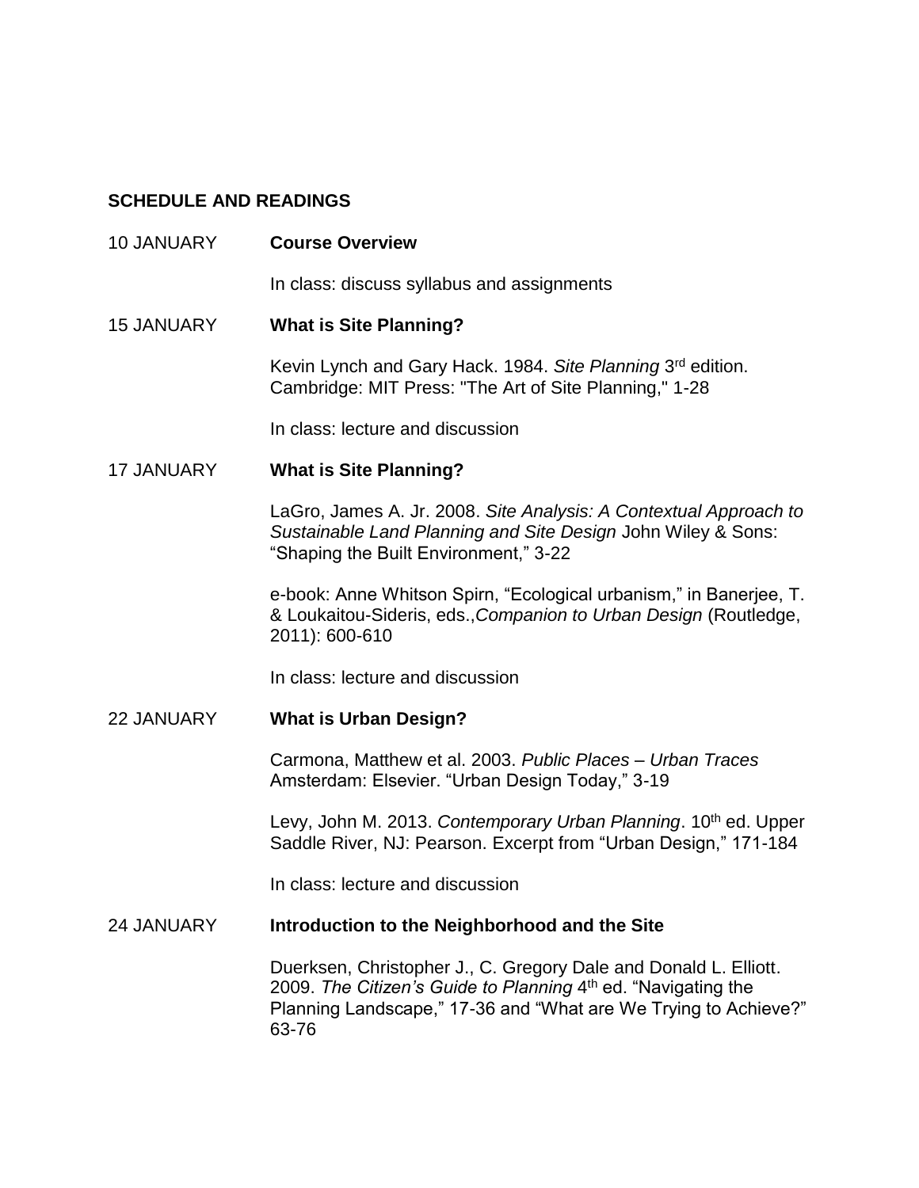## SCHEDULE AND READINGS

10 JANUARY **Course Overview**

In class: discuss syllabus and assignments

15 JANUARY **What is Site Planning?**

Kevin Lynch and Gary Hack. 1984. *Site Planning* 3rd edition. Cambridge: MIT Press: "The Art of Site Planning," 1-28

In class: lecture and discussion

17 JANUARY **What is Site Planning?**

LaGro, James A. Jr. 2008. *Site Analysis: A Contextual Approach to Sustainable Land Planning and Site Design* John Wiley & Sons: "Shaping the Built Environment," 3-22

e-book: Anne Whitson Spirn, "Ecological urbanism," in Banerjee, T. & Loukaitou-Sideris, eds.,*Companion to Urban Design* (Routledge, 2011): 600-610

In class: lecture and discussion

22 JANUARY **What is Urban Design?**

Carmona, Matthew et al. 2003. *Public Places – Urban Traces* Amsterdam: Elsevier. "Urban Design Today," 3-19

Levy, John M. 2013. *Contemporary Urban Planning*. 10th ed. Upper Saddle River, NJ: Pearson. Excerpt from "Urban Design," 171-184

In class: lecture and discussion

24 JANUARY **Introduction to the Neighborhood and the Site**

Duerksen, Christopher J., C. Gregory Dale and Donald L. Elliott. 2009. *The Citizen's Guide to Planning* 4th ed. "Navigating the Planning Landscape," 17-36 and "What are We Trying to Achieve?" 63-76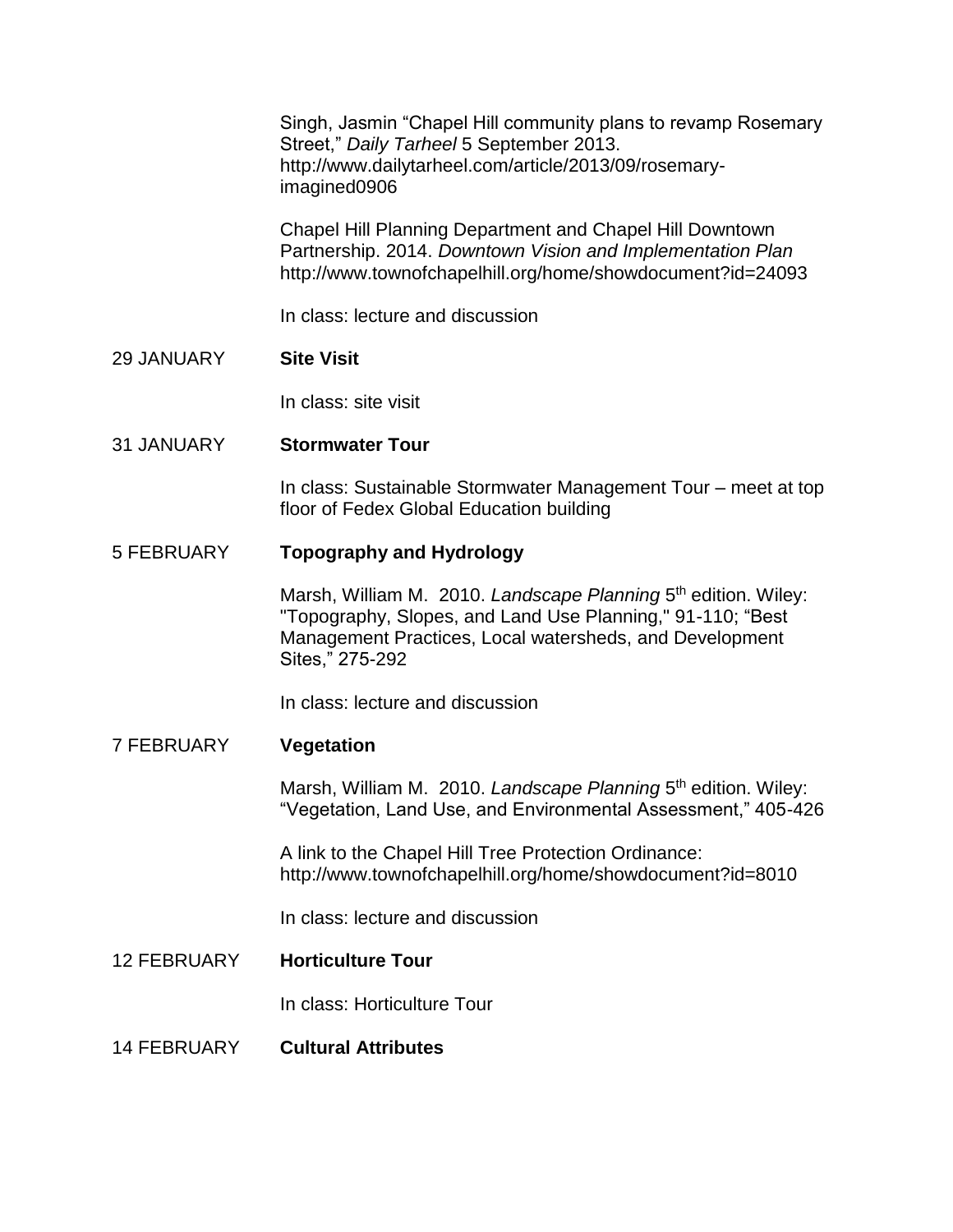Singh, Jasmin “Chapel Hill community plans to revamp Rosemary Street,” *Daily Tarheel* 5 September 2013. http://www.dailytarheel.com/article/2013/09/rosemary-imagined0906

Chapel Hill Planning Department and Chapel Hill Downtown Partnership. 2014. *Downtown Vision and Implementation Plan* http://www.townofchapelhill.org/home/showdocument?id=24093

In class: lecture and discussion

29 JANUARY **Site Visit**

In class: site visit

31 JANUARY **Stormwater Tour**

In class: Sustainable Stormwater Management Tour – meet at top floor of Fedex Global Education building

5 FEBRUARY **Topography and Hydrology**

Marsh, William M. 2010. *Landscape Planning* 5th edition. Wiley: "Topography, Slopes, and Land Use Planning," 91-110; “Best Management Practices, Local watersheds, and Development Sites,” 275-292

In class: lecture and discussion

7 FEBRUARY **Vegetation**

Marsh, William M. 2010. *Landscape Planning* 5th edition. Wiley: “Vegetation, Land Use, and Environmental Assessment,” 405-426

A link to the Chapel Hill Tree Protection Ordinance: http://www.townofchapelhill.org/home/showdocument?id=8010

In class: lecture and discussion

12 FEBRUARY **Horticulture Tour**

In class: Horticulture Tour

14 FEBRUARY **Cultural Attributes**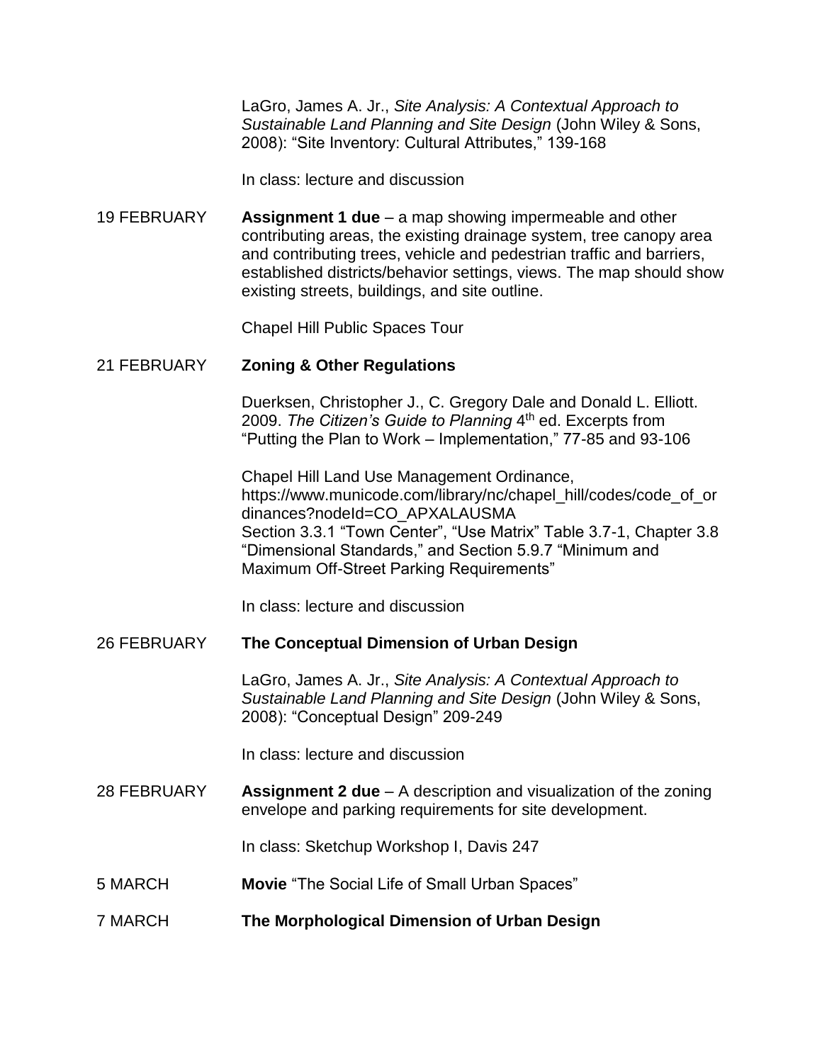LaGro, James A. Jr., *Site Analysis: A Contextual Approach to Sustainable Land Planning and Site Design* (John Wiley & Sons, 2008): "Site Inventory: Cultural Attributes," 139-168

In class: lecture and discussion

19 FEBRUARY **Assignment 1 due** – a map showing impermeable and other contributing areas, the existing drainage system, tree canopy area and contributing trees, vehicle and pedestrian traffic and barriers, established districts/behavior settings, views. The map should show existing streets, buildings, and site outline.

Chapel Hill Public Spaces Tour

21 FEBRUARY **Zoning & Other Regulations**

Duerksen, Christopher J., C. Gregory Dale and Donald L. Elliott. 2009. *The Citizen's Guide to Planning* 4th ed. Excerpts from "Putting the Plan to Work – Implementation," 77-85 and 93-106

Chapel Hill Land Use Management Ordinance, https://www.municode.com/library/nc/chapel_hill/codes/code_of_ordinances?nodeId=CO_APXALAUSMA
Section 3.3.1 "Town Center", "Use Matrix" Table 3.7-1, Chapter 3.8 "Dimensional Standards," and Section 5.9.7 "Minimum and Maximum Off-Street Parking Requirements"

In class: lecture and discussion

26 FEBRUARY **The Conceptual Dimension of Urban Design**

LaGro, James A. Jr., *Site Analysis: A Contextual Approach to Sustainable Land Planning and Site Design* (John Wiley & Sons, 2008): "Conceptual Design" 209-249

In class: lecture and discussion

28 FEBRUARY **Assignment 2 due** – A description and visualization of the zoning envelope and parking requirements for site development.

In class: Sketchup Workshop I, Davis 247

5 MARCH **Movie** "The Social Life of Small Urban Spaces"

7 MARCH **The Morphological Dimension of Urban Design**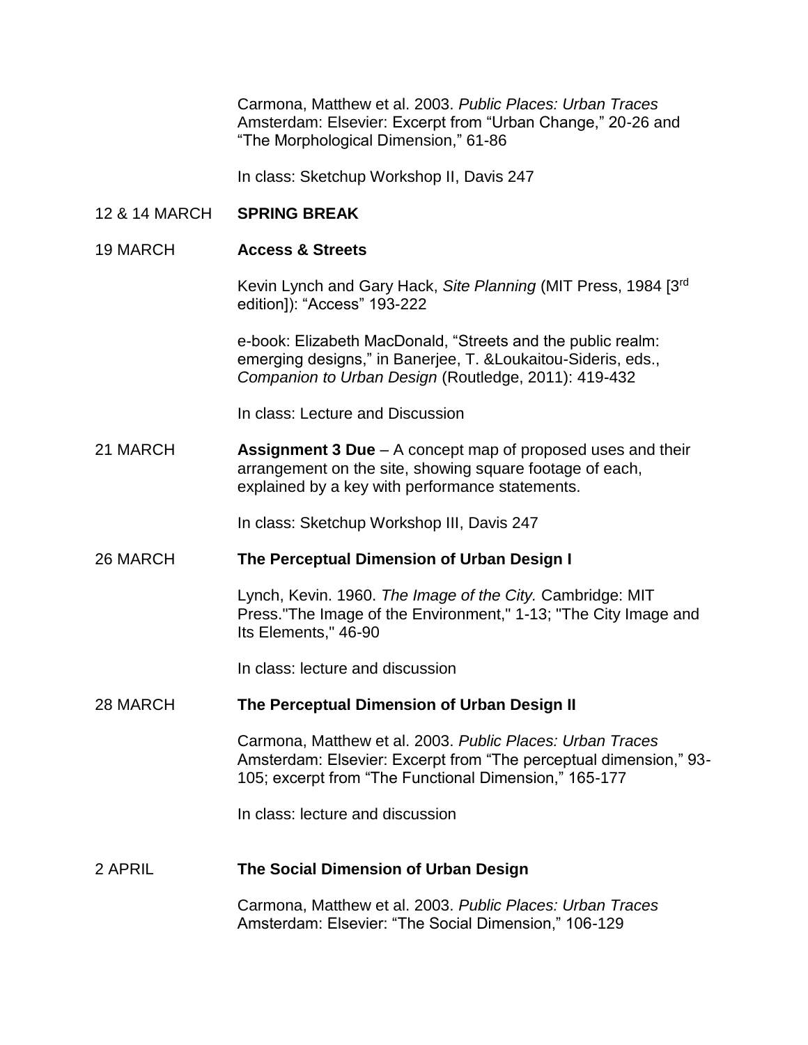Carmona, Matthew et al. 2003. *Public Places: Urban Traces* Amsterdam: Elsevier: Excerpt from "Urban Change," 20-26 and "The Morphological Dimension," 61-86

In class: Sketchup Workshop II, Davis 247

12 & 14 MARCH **SPRING BREAK**

19 MARCH **Access & Streets**

Kevin Lynch and Gary Hack, *Site Planning* (MIT Press, 1984 [3rd edition]): "Access" 193-222

e-book: Elizabeth MacDonald, "Streets and the public realm: emerging designs," in Banerjee, T. &Loukaitou-Sideris, eds., *Companion to Urban Design* (Routledge, 2011): 419-432

In class: Lecture and Discussion

21 MARCH **Assignment 3 Due** – A concept map of proposed uses and their arrangement on the site, showing square footage of each, explained by a key with performance statements.

In class: Sketchup Workshop III, Davis 247

26 MARCH **The Perceptual Dimension of Urban Design I**

Lynch, Kevin. 1960. *The Image of the City.* Cambridge: MIT Press."The Image of the Environment," 1-13; "The City Image and Its Elements," 46-90

In class: lecture and discussion

28 MARCH **The Perceptual Dimension of Urban Design II**

Carmona, Matthew et al. 2003. *Public Places: Urban Traces* Amsterdam: Elsevier: Excerpt from "The perceptual dimension," 93-105; excerpt from "The Functional Dimension," 165-177

In class: lecture and discussion

2 APRIL **The Social Dimension of Urban Design**

Carmona, Matthew et al. 2003. *Public Places: Urban Traces* Amsterdam: Elsevier: "The Social Dimension," 106-129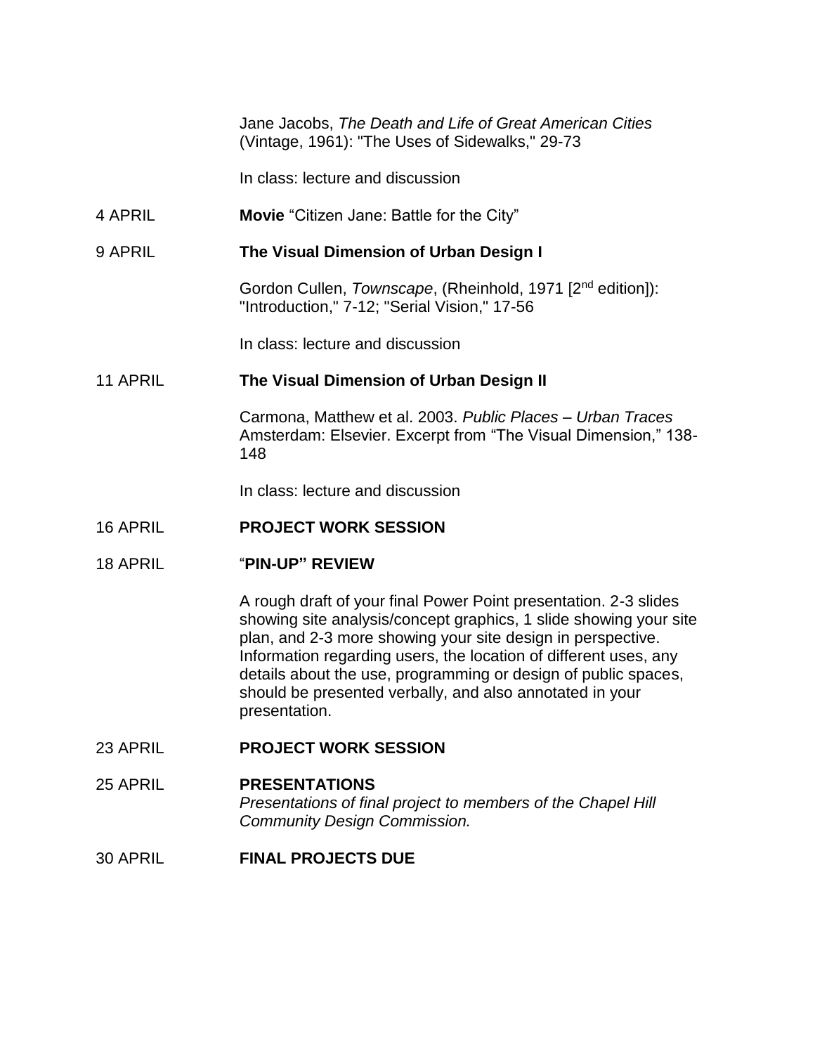Jane Jacobs, *The Death and Life of Great American Cities* (Vintage, 1961): "The Uses of Sidewalks," 29-73

In class: lecture and discussion

4 APRIL **Movie** "Citizen Jane: Battle for the City"

9 APRIL **The Visual Dimension of Urban Design I**

Gordon Cullen, *Townscape*, (Rheinhold, 1971 [2nd edition]): "Introduction," 7-12; "Serial Vision," 17-56

In class: lecture and discussion

11 APRIL **The Visual Dimension of Urban Design II**

Carmona, Matthew et al. 2003. *Public Places – Urban Traces* Amsterdam: Elsevier. Excerpt from "The Visual Dimension," 138-148

In class: lecture and discussion

16 APRIL **PROJECT WORK SESSION**

18 APRIL "**PIN-UP" REVIEW**

A rough draft of your final Power Point presentation. 2-3 slides showing site analysis/concept graphics, 1 slide showing your site plan, and 2-3 more showing your site design in perspective. Information regarding users, the location of different uses, any details about the use, programming or design of public spaces, should be presented verbally, and also annotated in your presentation.

23 APRIL **PROJECT WORK SESSION**

25 APRIL **PRESENTATIONS**
*Presentations of final project to members of the Chapel Hill Community Design Commission.*

30 APRIL **FINAL PROJECTS DUE**